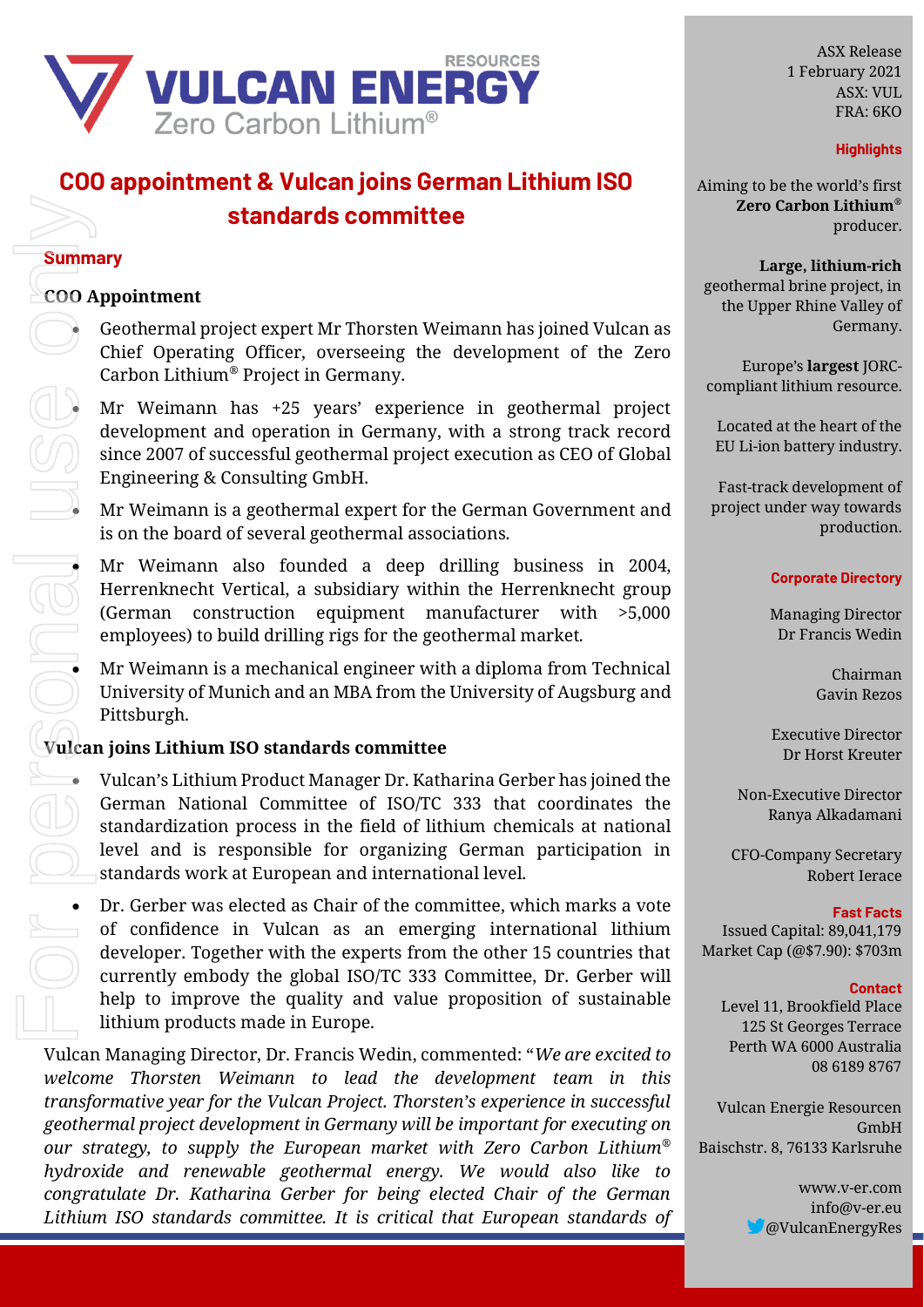# COO appointment & Vulcan joins German Lithium ISO standards committee

ASX Release
1 February 2021
ASX: VUL
FRA: 6KO

## Summary

### COO Appointment

- Geothermal project expert Mr Thorsten Weimann has joined Vulcan as Chief Operating Officer, overseeing the development of the Zero Carbon Lithium® Project in Germany.
- Mr Weimann has +25 years' experience in geothermal project development and operation in Germany, with a strong track record since 2007 of successful geothermal project execution as CEO of Global Engineering & Consulting GmbH.
- Mr Weimann is a geothermal expert for the German Government and is on the board of several geothermal associations.
- Mr Weimann also founded a deep drilling business in 2004, Herrenknecht Vertical, a subsidiary within the Herrenknecht group (German construction equipment manufacturer with >5,000 employees) to build drilling rigs for the geothermal market.
- Mr Weimann is a mechanical engineer with a diploma from Technical University of Munich and an MBA from the University of Augsburg and Pittsburgh.

### Vulcan joins Lithium ISO standards committee

- Vulcan's Lithium Product Manager Dr. Katharina Gerber has joined the German National Committee of ISO/TC 333 that coordinates the standardization process in the field of lithium chemicals at national level and is responsible for organizing German participation in standards work at European and international level.
- Dr. Gerber was elected as Chair of the committee, which marks a vote of confidence in Vulcan as an emerging international lithium developer. Together with the experts from the other 15 countries that currently embody the global ISO/TC 333 Committee, Dr. Gerber will help to improve the quality and value proposition of sustainable lithium products made in Europe.

Vulcan Managing Director, Dr. Francis Wedin, commented: "*We are excited to welcome Thorsten Weimann to lead the development team in this transformative year for the Vulcan Project. Thorsten's experience in successful geothermal project development in Germany will be important for executing on our strategy, to supply the European market with Zero Carbon Lithium® hydroxide and renewable geothermal energy. We would also like to congratulate Dr. Katharina Gerber for being elected Chair of the German Lithium ISO standards committee. It is critical that European standards of*

**Highlights**

Aiming to be the world's first **Zero Carbon Lithium®** producer.

**Large, lithium-rich** geothermal brine project, in the Upper Rhine Valley of Germany.

Europe's **largest** JORC-compliant lithium resource.

Located at the heart of the EU Li-ion battery industry.

Fast-track development of project under way towards production.

**Corporate Directory**

Managing Director
Dr Francis Wedin

Chairman
Gavin Rezos

Executive Director
Dr Horst Kreuter

Non-Executive Director
Ranya Alkadamani

CFO-Company Secretary
Robert Ierace

**Fast Facts**

Issued Capital: 89,041,179
Market Cap (@$7.90): $703m

**Contact**

Level 11, Brookfield Place
125 St Georges Terrace
Perth WA 6000 Australia
08 6189 8767

Vulcan Energie Resourcen GmbH
Baischstr. 8, 76133 Karlsruhe

www.v-er.com
info@v-er.eu
@VulcanEnergyRes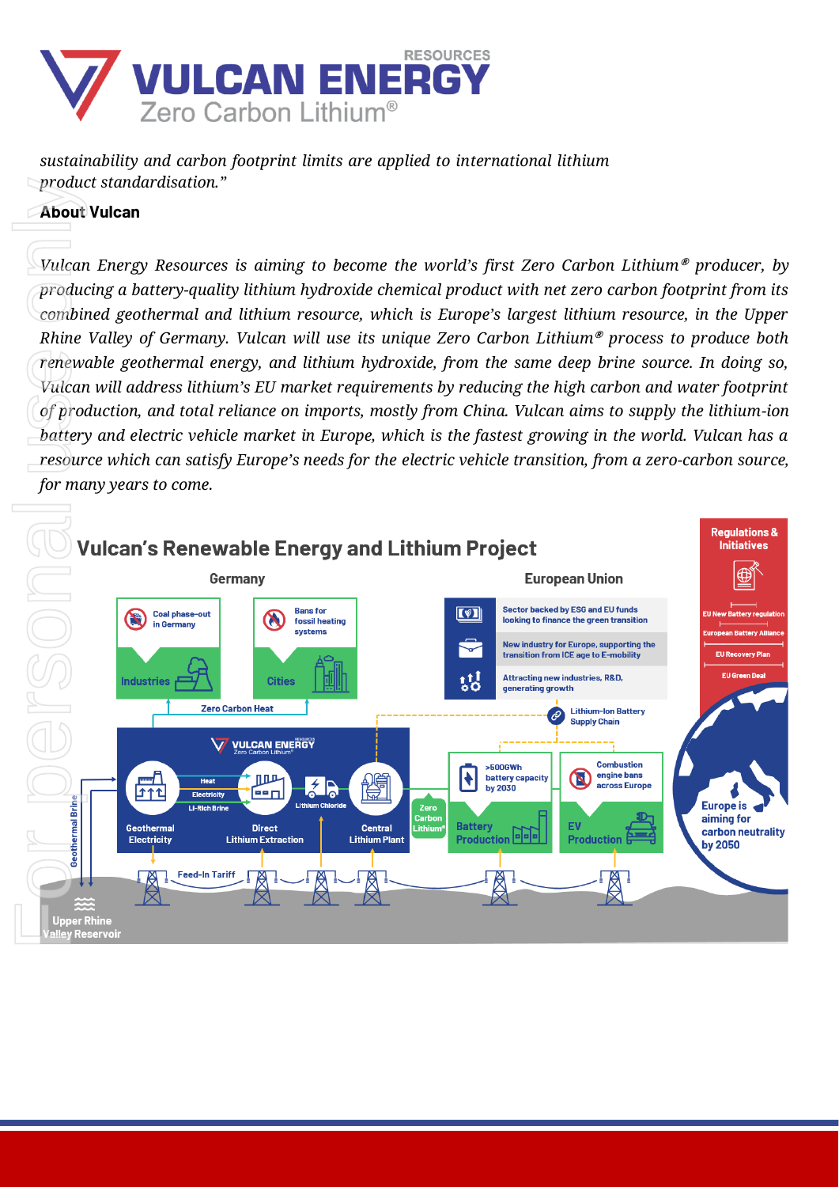*sustainability and carbon footprint limits are applied to international lithium product standardisation."*

**About Vulcan**

*Vulcan Energy Resources is aiming to become the world's first Zero Carbon Lithium® producer, by producing a battery-quality lithium hydroxide chemical product with net zero carbon footprint from its combined geothermal and lithium resource, which is Europe's largest lithium resource, in the Upper Rhine Valley of Germany. Vulcan will use its unique Zero Carbon Lithium® process to produce both renewable geothermal energy, and lithium hydroxide, from the same deep brine source. In doing so, Vulcan will address lithium's EU market requirements by reducing the high carbon and water footprint of production, and total reliance on imports, mostly from China. Vulcan aims to supply the lithium-ion battery and electric vehicle market in Europe, which is the fastest growing in the world. Vulcan has a resource which can satisfy Europe's needs for the electric vehicle transition, from a zero-carbon source, for many years to come.*

## Vulcan's Renewable Energy and Lithium Project

**Germany**

- Coal phase-out in Germany → Industries
- Bans for fossil heating systems → Cities
- Zero Carbon Heat

**European Union**

- Sector backed by ESG and EU funds looking to finance the green transition
- New industry for Europe, supporting the transition from ICE age to E-mobility
- Attracting new industries, R&D, generating growth
- Lithium-Ion Battery Supply Chain

**Regulations & Initiatives**

- EU New Battery regulation
- European Battery Alliance
- EU Recovery Plan
- EU Green Deal

Vulcan Energy: Geothermal Electricity → Direct Lithium Extraction (Heat, Electricity, Li-Rich Brine) → Lithium Chloride → Central Lithium Plant → Zero Carbon Lithium®

- >500GWh battery capacity by 2030 → Battery Production
- Combustion engine bans across Europe → EV Production

Geothermal Brine — Upper Rhine Valley Reservoir — Feed-In Tariff

Europe is aiming for carbon neutrality by 2050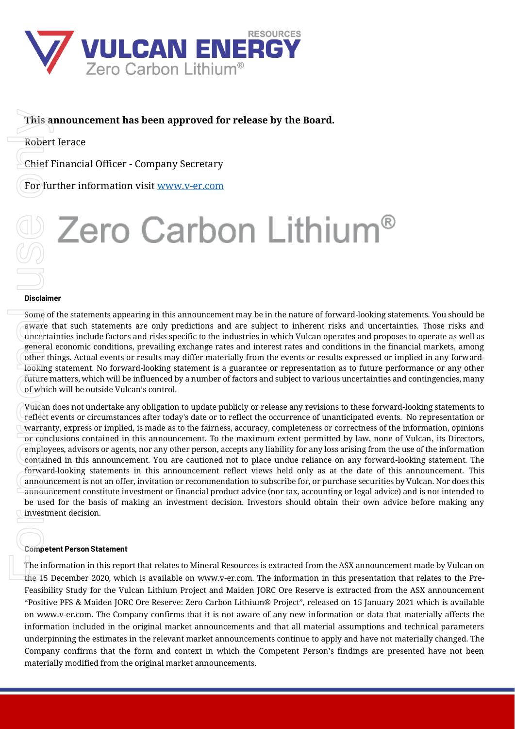**This announcement has been approved for release by the Board.**

Robert Ierace

Chief Financial Officer - Company Secretary

For further information visit www.v-er.com

# Zero Carbon Lithium®

**Disclaimer**

Some of the statements appearing in this announcement may be in the nature of forward-looking statements. You should be aware that such statements are only predictions and are subject to inherent risks and uncertainties. Those risks and uncertainties include factors and risks specific to the industries in which Vulcan operates and proposes to operate as well as general economic conditions, prevailing exchange rates and interest rates and conditions in the financial markets, among other things. Actual events or results may differ materially from the events or results expressed or implied in any forward-looking statement. No forward-looking statement is a guarantee or representation as to future performance or any other future matters, which will be influenced by a number of factors and subject to various uncertainties and contingencies, many of which will be outside Vulcan's control.

Vulcan does not undertake any obligation to update publicly or release any revisions to these forward-looking statements to reflect events or circumstances after today's date or to reflect the occurrence of unanticipated events. No representation or warranty, express or implied, is made as to the fairness, accuracy, completeness or correctness of the information, opinions or conclusions contained in this announcement. To the maximum extent permitted by law, none of Vulcan, its Directors, employees, advisors or agents, nor any other person, accepts any liability for any loss arising from the use of the information contained in this announcement. You are cautioned not to place undue reliance on any forward-looking statement. The forward-looking statements in this announcement reflect views held only as at the date of this announcement. This announcement is not an offer, invitation or recommendation to subscribe for, or purchase securities by Vulcan. Nor does this announcement constitute investment or financial product advice (nor tax, accounting or legal advice) and is not intended to be used for the basis of making an investment decision. Investors should obtain their own advice before making any investment decision.

**Competent Person Statement**

The information in this report that relates to Mineral Resources is extracted from the ASX announcement made by Vulcan on the 15 December 2020, which is available on www.v-er.com. The information in this presentation that relates to the Pre-Feasibility Study for the Vulcan Lithium Project and Maiden JORC Ore Reserve is extracted from the ASX announcement "Positive PFS & Maiden JORC Ore Reserve: Zero Carbon Lithium® Project", released on 15 January 2021 which is available on www.v-er.com. The Company confirms that it is not aware of any new information or data that materially affects the information included in the original market announcements and that all material assumptions and technical parameters underpinning the estimates in the relevant market announcements continue to apply and have not materially changed. The Company confirms that the form and context in which the Competent Person's findings are presented have not been materially modified from the original market announcements.